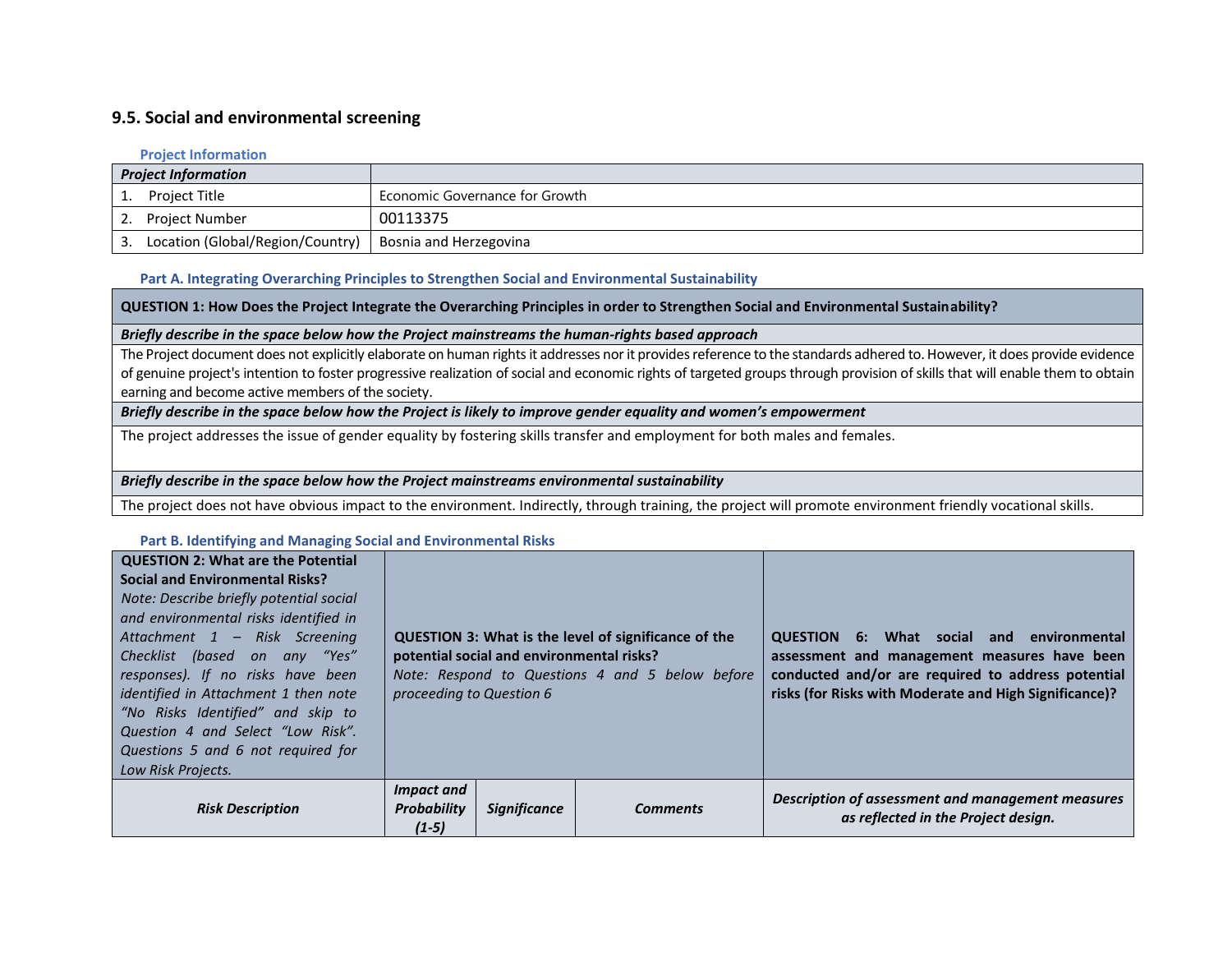## 9.5. Social and environmental screening

**Project Information**

| ***Project Information*** | |
|---|---|
| 1. Project Title | Economic Governance for Growth |
| 2. Project Number | 00113375 |
| 3. Location (Global/Region/Country) | Bosnia and Herzegovina |

**Part A. Integrating Overarching Principles to Strengthen Social and Environmental Sustainability**

| **QUESTION 1: How Does the Project Integrate the Overarching Principles in order to Strengthen Social and Environmental Sustainability?** |
|---|
| ***Briefly describe in the space below how the Project mainstreams the human-rights based approach*** |
| The Project document does not explicitly elaborate on human rights it addresses nor it provides reference to the standards adhered to. However, it does provide evidence of genuine project's intention to foster progressive realization of social and economic rights of targeted groups through provision of skills that will enable them to obtain earning and become active members of the society. |
| ***Briefly describe in the space below how the Project is likely to improve gender equality and women's empowerment*** |
| The project addresses the issue of gender equality by fostering skills transfer and employment for both males and females. |
| ***Briefly describe in the space below how the Project mainstreams environmental sustainability*** |
| The project does not have obvious impact to the environment. Indirectly, through training, the project will promote environment friendly vocational skills. |

**Part B. Identifying and Managing Social and Environmental Risks**

| **QUESTION 2: What are the Potential Social and Environmental Risks?** *Note: Describe briefly potential social and environmental risks identified in Attachment 1 – Risk Screening Checklist (based on any "Yes" responses). If no risks have been identified in Attachment 1 then note "No Risks Identified" and skip to Question 4 and Select "Low Risk". Questions 5 and 6 not required for Low Risk Projects.* | **QUESTION 3: What is the level of significance of the potential social and environmental risks?** *Note: Respond to Questions 4 and 5 below before proceeding to Question 6* | | | **QUESTION 6: What social and environmental assessment and management measures have been conducted and/or are required to address potential risks (for Risks with Moderate and High Significance)?** |
|---|---|---|---|---|
| ***Risk Description*** | ***Impact and Probability (1-5)*** | ***Significance*** | ***Comments*** | ***Description of assessment and management measures as reflected in the Project design.*** |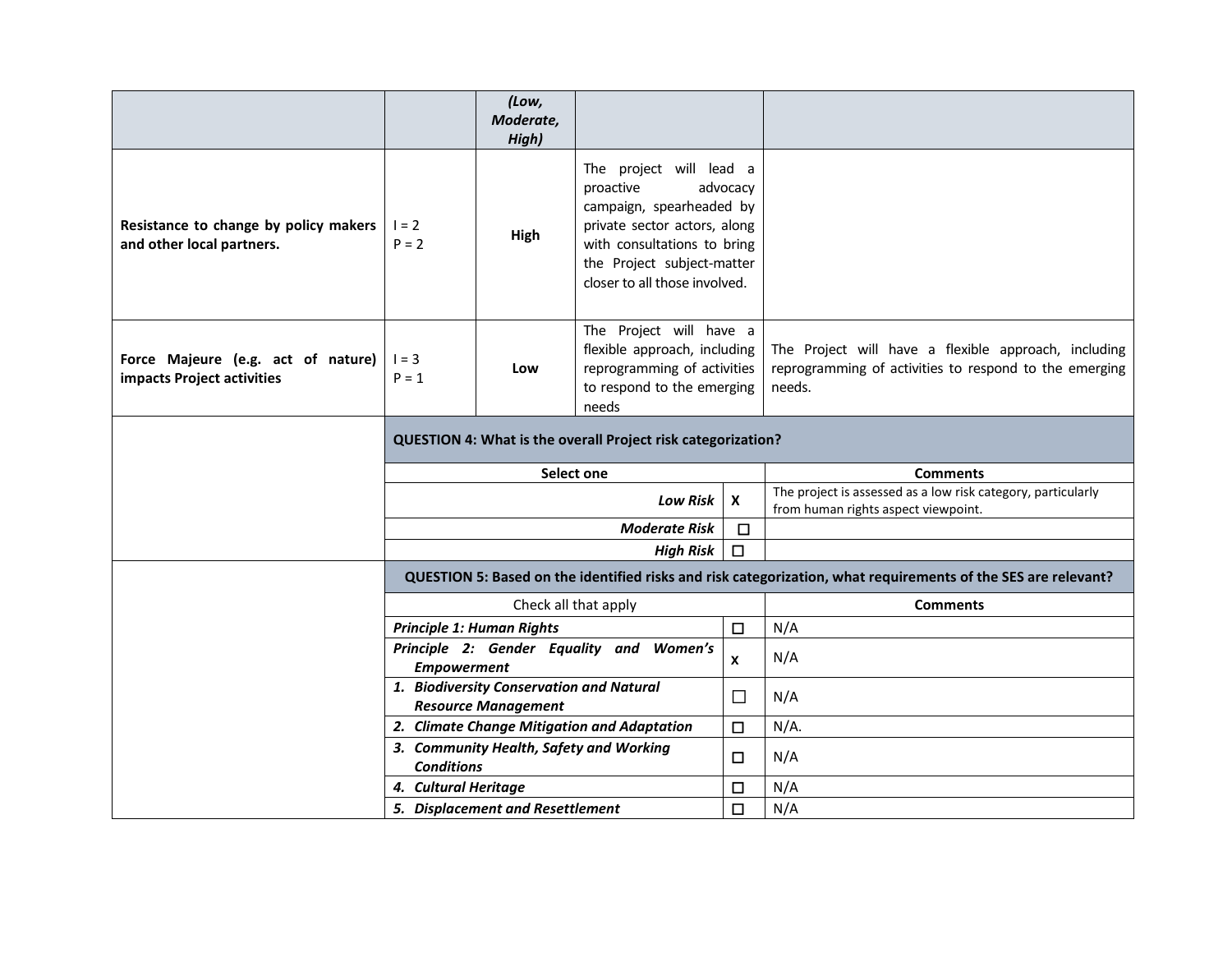| | | (Low, Moderate, High) | | |
|---|---|---|---|---|
| **Resistance to change by policy makers and other local partners.** | I = 2<br>P = 2 | **High** | The project will lead a proactive advocacy campaign, spearheaded by private sector actors, along with consultations to bring the Project subject-matter closer to all those involved. | |
| **Force Majeure (e.g. act of nature) impacts Project activities** | I = 3<br>P = 1 | **Low** | The Project will have a flexible approach, including reprogramming of activities to respond to the emerging needs | The Project will have a flexible approach, including reprogramming of activities to respond to the emerging needs. |

| | **QUESTION 4: What is the overall Project risk categorization?** | | |
|---|---|---|---|
| | **Select one** | | **Comments** |
| | ***Low Risk*** | **X** | The project is assessed as a low risk category, particularly from human rights aspect viewpoint. |
| | ***Moderate Risk*** | ☐ | |
| | ***High Risk*** | ☐ | |
| | **QUESTION 5: Based on the identified risks and risk categorization, what requirements of the SES are relevant?** | | |
| | Check all that apply | | **Comments** |
| | ***Principle 1: Human Rights*** | ☐ | N/A |
| | ***Principle 2: Gender Equality and Women's Empowerment*** | x | N/A |
| | ***1. Biodiversity Conservation and Natural Resource Management*** | ☐ | N/A |
| | ***2. Climate Change Mitigation and Adaptation*** | ☐ | N/A. |
| | ***3. Community Health, Safety and Working Conditions*** | ☐ | N/A |
| | ***4. Cultural Heritage*** | ☐ | N/A |
| | ***5. Displacement and Resettlement*** | ☐ | N/A |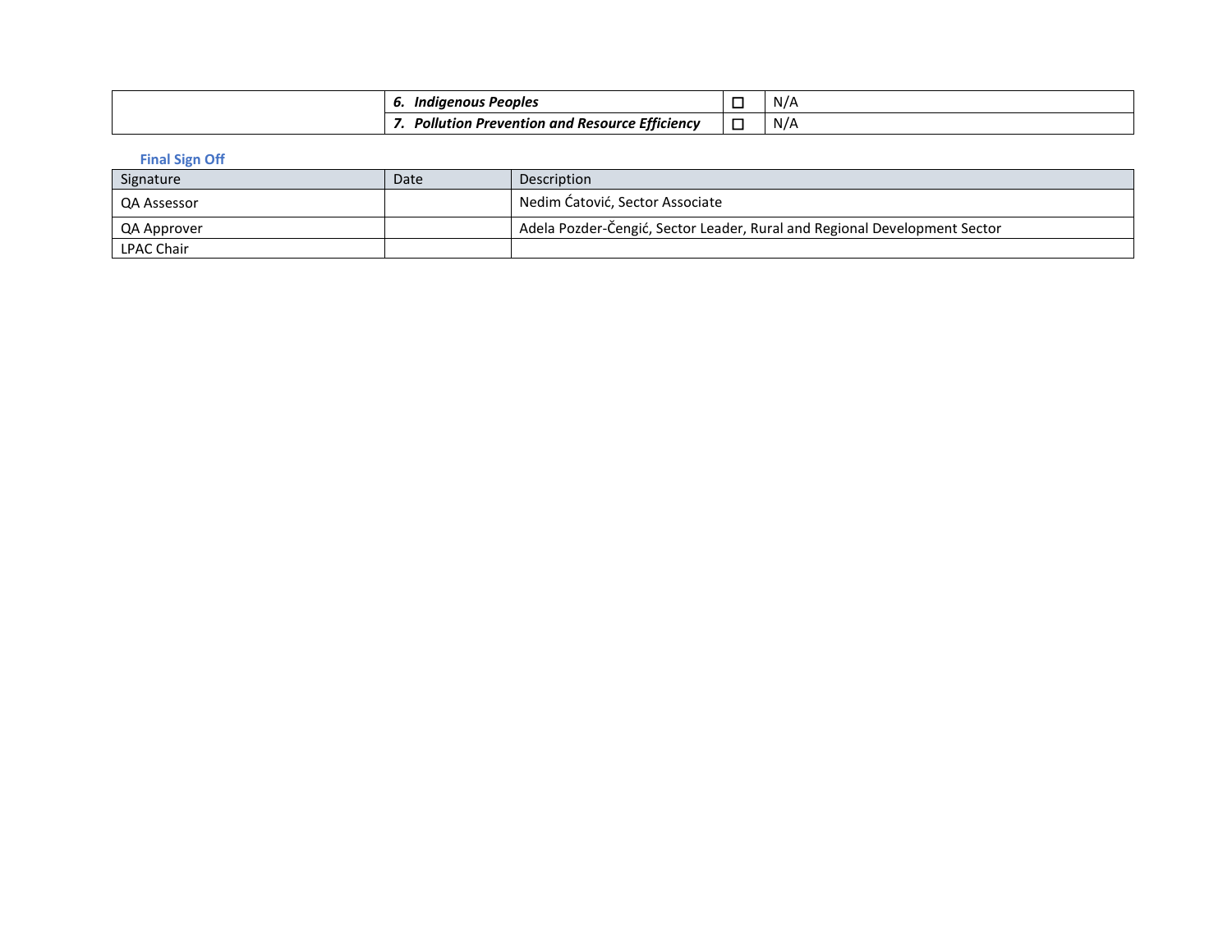| | | | |
|---|---|---|---|
| | ***6. Indigenous Peoples*** | ☐ | N/A |
| | ***7. Pollution Prevention and Resource Efficiency*** | ☐ | N/A |

### Final Sign Off

| Signature | Date | Description |
|---|---|---|
| QA Assessor | | Nedim Ćatović, Sector Associate |
| QA Approver | | Adela Pozder-Čengić, Sector Leader, Rural and Regional Development Sector |
| LPAC Chair | | |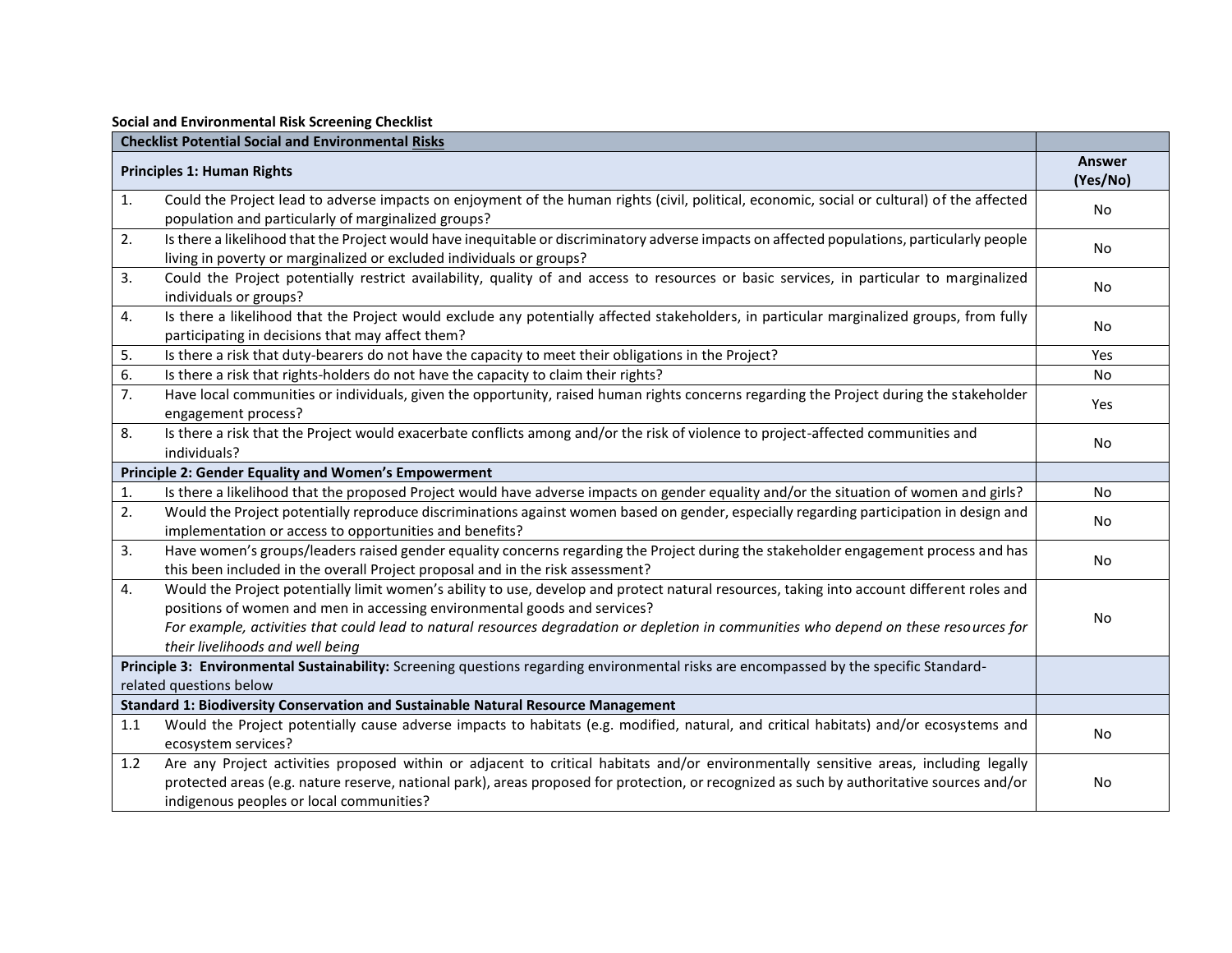**Social and Environmental Risk Screening Checklist**

| **Checklist Potential Social and Environmental Risks** | |
|---|---|
| **Principles 1: Human Rights** | **Answer (Yes/No)** |
| 1. Could the Project lead to adverse impacts on enjoyment of the human rights (civil, political, economic, social or cultural) of the affected population and particularly of marginalized groups? | No |
| 2. Is there a likelihood that the Project would have inequitable or discriminatory adverse impacts on affected populations, particularly people living in poverty or marginalized or excluded individuals or groups? | No |
| 3. Could the Project potentially restrict availability, quality of and access to resources or basic services, in particular to marginalized individuals or groups? | No |
| 4. Is there a likelihood that the Project would exclude any potentially affected stakeholders, in particular marginalized groups, from fully participating in decisions that may affect them? | No |
| 5. Is there a risk that duty-bearers do not have the capacity to meet their obligations in the Project? | Yes |
| 6. Is there a risk that rights-holders do not have the capacity to claim their rights? | No |
| 7. Have local communities or individuals, given the opportunity, raised human rights concerns regarding the Project during the stakeholder engagement process? | Yes |
| 8. Is there a risk that the Project would exacerbate conflicts among and/or the risk of violence to project-affected communities and individuals? | No |
| **Principle 2: Gender Equality and Women's Empowerment** | |
| 1. Is there a likelihood that the proposed Project would have adverse impacts on gender equality and/or the situation of women and girls? | No |
| 2. Would the Project potentially reproduce discriminations against women based on gender, especially regarding participation in design and implementation or access to opportunities and benefits? | No |
| 3. Have women's groups/leaders raised gender equality concerns regarding the Project during the stakeholder engagement process and has this been included in the overall Project proposal and in the risk assessment? | No |
| 4. Would the Project potentially limit women's ability to use, develop and protect natural resources, taking into account different roles and positions of women and men in accessing environmental goods and services? *For example, activities that could lead to natural resources degradation or depletion in communities who depend on these resources for their livelihoods and well being* | No |
| **Principle 3: Environmental Sustainability:** Screening questions regarding environmental risks are encompassed by the specific Standard-related questions below | |
| **Standard 1: Biodiversity Conservation and Sustainable Natural Resource Management** | |
| 1.1 Would the Project potentially cause adverse impacts to habitats (e.g. modified, natural, and critical habitats) and/or ecosystems and ecosystem services? | No |
| 1.2 Are any Project activities proposed within or adjacent to critical habitats and/or environmentally sensitive areas, including legally protected areas (e.g. nature reserve, national park), areas proposed for protection, or recognized as such by authoritative sources and/or indigenous peoples or local communities? | No |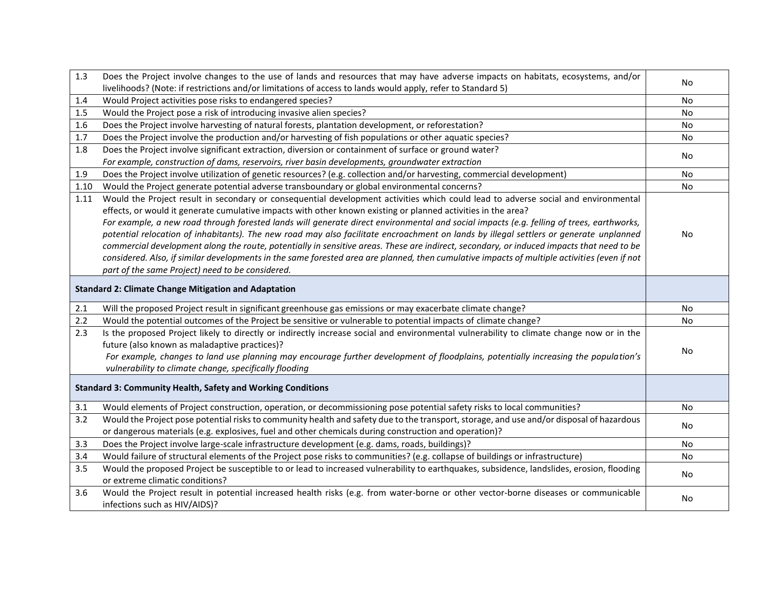| | | |
|---|---|---|
| 1.3 | Does the Project involve changes to the use of lands and resources that may have adverse impacts on habitats, ecosystems, and/or livelihoods? (Note: if restrictions and/or limitations of access to lands would apply, refer to Standard 5) | No |
| 1.4 | Would Project activities pose risks to endangered species? | No |
| 1.5 | Would the Project pose a risk of introducing invasive alien species? | No |
| 1.6 | Does the Project involve harvesting of natural forests, plantation development, or reforestation? | No |
| 1.7 | Does the Project involve the production and/or harvesting of fish populations or other aquatic species? | No |
| 1.8 | Does the Project involve significant extraction, diversion or containment of surface or ground water? *For example, construction of dams, reservoirs, river basin developments, groundwater extraction* | No |
| 1.9 | Does the Project involve utilization of genetic resources? (e.g. collection and/or harvesting, commercial development) | No |
| 1.10 | Would the Project generate potential adverse transboundary or global environmental concerns? | No |
| 1.11 | Would the Project result in secondary or consequential development activities which could lead to adverse social and environmental effects, or would it generate cumulative impacts with other known existing or planned activities in the area? *For example, a new road through forested lands will generate direct environmental and social impacts (e.g. felling of trees, earthworks, potential relocation of inhabitants). The new road may also facilitate encroachment on lands by illegal settlers or generate unplanned commercial development along the route, potentially in sensitive areas. These are indirect, secondary, or induced impacts that need to be considered. Also, if similar developments in the same forested area are planned, then cumulative impacts of multiple activities (even if not part of the same Project) need to be considered.* | No |
| **Standard 2: Climate Change Mitigation and Adaptation** | | |
| 2.1 | Will the proposed Project result in significant greenhouse gas emissions or may exacerbate climate change? | No |
| 2.2 | Would the potential outcomes of the Project be sensitive or vulnerable to potential impacts of climate change? | No |
| 2.3 | Is the proposed Project likely to directly or indirectly increase social and environmental vulnerability to climate change now or in the future (also known as maladaptive practices)? *For example, changes to land use planning may encourage further development of floodplains, potentially increasing the population's vulnerability to climate change, specifically flooding* | No |
| **Standard 3: Community Health, Safety and Working Conditions** | | |
| 3.1 | Would elements of Project construction, operation, or decommissioning pose potential safety risks to local communities? | No |
| 3.2 | Would the Project pose potential risks to community health and safety due to the transport, storage, and use and/or disposal of hazardous or dangerous materials (e.g. explosives, fuel and other chemicals during construction and operation)? | No |
| 3.3 | Does the Project involve large-scale infrastructure development (e.g. dams, roads, buildings)? | No |
| 3.4 | Would failure of structural elements of the Project pose risks to communities? (e.g. collapse of buildings or infrastructure) | No |
| 3.5 | Would the proposed Project be susceptible to or lead to increased vulnerability to earthquakes, subsidence, landslides, erosion, flooding or extreme climatic conditions? | No |
| 3.6 | Would the Project result in potential increased health risks (e.g. from water-borne or other vector-borne diseases or communicable infections such as HIV/AIDS)? | No |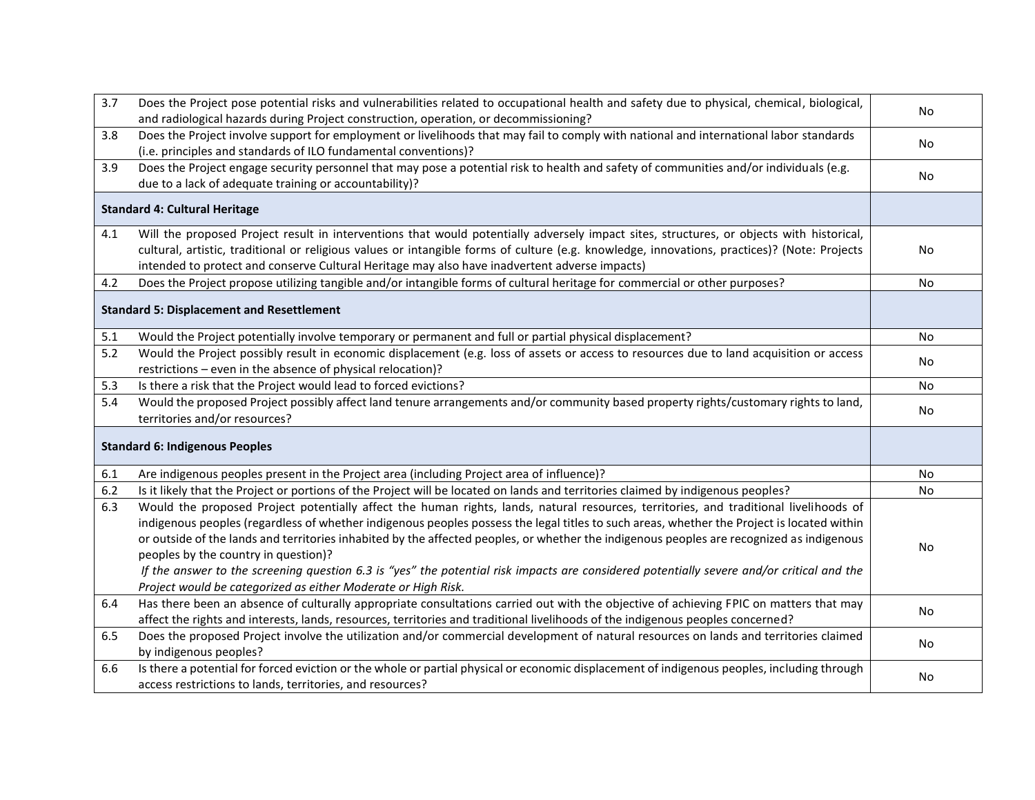| | | |
|---|---|---|
| 3.7 | Does the Project pose potential risks and vulnerabilities related to occupational health and safety due to physical, chemical, biological, and radiological hazards during Project construction, operation, or decommissioning? | No |
| 3.8 | Does the Project involve support for employment or livelihoods that may fail to comply with national and international labor standards (i.e. principles and standards of ILO fundamental conventions)? | No |
| 3.9 | Does the Project engage security personnel that may pose a potential risk to health and safety of communities and/or individuals (e.g. due to a lack of adequate training or accountability)? | No |
| **Standard 4: Cultural Heritage** | | |
| 4.1 | Will the proposed Project result in interventions that would potentially adversely impact sites, structures, or objects with historical, cultural, artistic, traditional or religious values or intangible forms of culture (e.g. knowledge, innovations, practices)? (Note: Projects intended to protect and conserve Cultural Heritage may also have inadvertent adverse impacts) | No |
| 4.2 | Does the Project propose utilizing tangible and/or intangible forms of cultural heritage for commercial or other purposes? | No |
| **Standard 5: Displacement and Resettlement** | | |
| 5.1 | Would the Project potentially involve temporary or permanent and full or partial physical displacement? | No |
| 5.2 | Would the Project possibly result in economic displacement (e.g. loss of assets or access to resources due to land acquisition or access restrictions – even in the absence of physical relocation)? | No |
| 5.3 | Is there a risk that the Project would lead to forced evictions? | No |
| 5.4 | Would the proposed Project possibly affect land tenure arrangements and/or community based property rights/customary rights to land, territories and/or resources? | No |
| **Standard 6: Indigenous Peoples** | | |
| 6.1 | Are indigenous peoples present in the Project area (including Project area of influence)? | No |
| 6.2 | Is it likely that the Project or portions of the Project will be located on lands and territories claimed by indigenous peoples? | No |
| 6.3 | Would the proposed Project potentially affect the human rights, lands, natural resources, territories, and traditional livelihoods of indigenous peoples (regardless of whether indigenous peoples possess the legal titles to such areas, whether the Project is located within or outside of the lands and territories inhabited by the affected peoples, or whether the indigenous peoples are recognized as indigenous peoples by the country in question)?<br>*If the answer to the screening question 6.3 is "yes" the potential risk impacts are considered potentially severe and/or critical and the Project would be categorized as either Moderate or High Risk.* | No |
| 6.4 | Has there been an absence of culturally appropriate consultations carried out with the objective of achieving FPIC on matters that may affect the rights and interests, lands, resources, territories and traditional livelihoods of the indigenous peoples concerned? | No |
| 6.5 | Does the proposed Project involve the utilization and/or commercial development of natural resources on lands and territories claimed by indigenous peoples? | No |
| 6.6 | Is there a potential for forced eviction or the whole or partial physical or economic displacement of indigenous peoples, including through access restrictions to lands, territories, and resources? | No |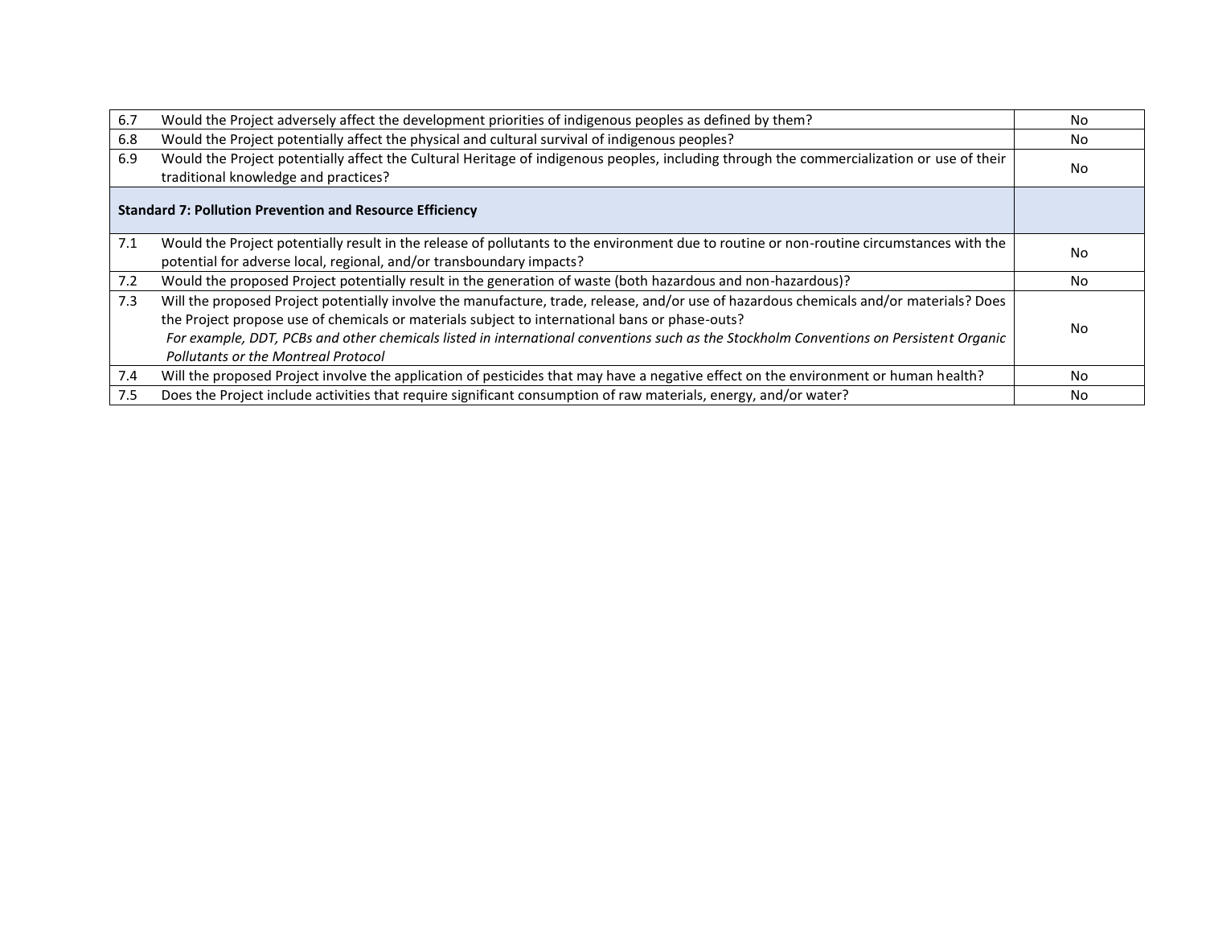| | | |
|---|---|---|
| 6.7 | Would the Project adversely affect the development priorities of indigenous peoples as defined by them? | No |
| 6.8 | Would the Project potentially affect the physical and cultural survival of indigenous peoples? | No |
| 6.9 | Would the Project potentially affect the Cultural Heritage of indigenous peoples, including through the commercialization or use of their traditional knowledge and practices? | No |
| **Standard 7: Pollution Prevention and Resource Efficiency** | | |
| 7.1 | Would the Project potentially result in the release of pollutants to the environment due to routine or non-routine circumstances with the potential for adverse local, regional, and/or transboundary impacts? | No |
| 7.2 | Would the proposed Project potentially result in the generation of waste (both hazardous and non-hazardous)? | No |
| 7.3 | Will the proposed Project potentially involve the manufacture, trade, release, and/or use of hazardous chemicals and/or materials? Does the Project propose use of chemicals or materials subject to international bans or phase-outs? *For example, DDT, PCBs and other chemicals listed in international conventions such as the Stockholm Conventions on Persistent Organic Pollutants or the Montreal Protocol* | No |
| 7.4 | Will the proposed Project involve the application of pesticides that may have a negative effect on the environment or human health? | No |
| 7.5 | Does the Project include activities that require significant consumption of raw materials, energy, and/or water? | No |